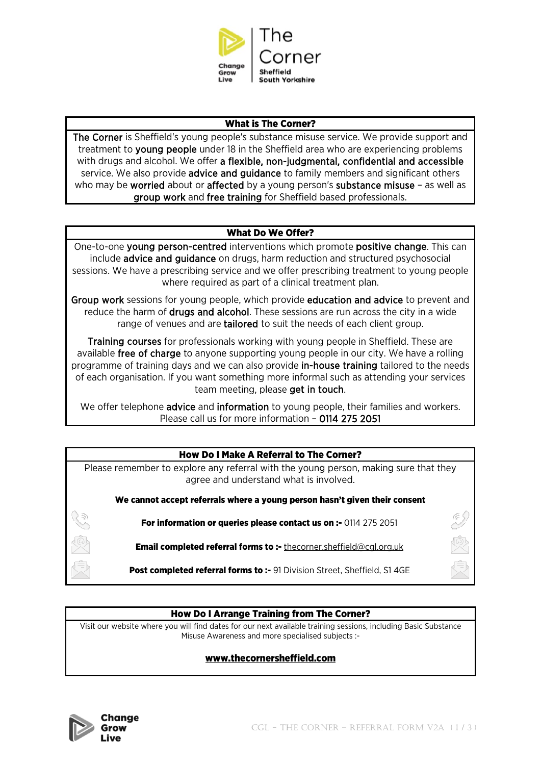The Corner
Sheffield
South Yorkshire

## What is The Corner?

The Corner is Sheffield's young people's substance misuse service. We provide support and treatment to young people under 18 in the Sheffield area who are experiencing problems with drugs and alcohol. We offer a flexible, non-judgmental, confidential and accessible service. We also provide advice and guidance to family members and significant others who may be worried about or affected by a young person's substance misuse – as well as group work and free training for Sheffield based professionals.

## What Do We Offer?

One-to-one young person-centred interventions which promote positive change. This can include advice and guidance on drugs, harm reduction and structured psychosocial sessions. We have a prescribing service and we offer prescribing treatment to young people where required as part of a clinical treatment plan.

Group work sessions for young people, which provide education and advice to prevent and reduce the harm of drugs and alcohol. These sessions are run across the city in a wide range of venues and are tailored to suit the needs of each client group.

Training courses for professionals working with young people in Sheffield. These are available free of charge to anyone supporting young people in our city. We have a rolling programme of training days and we can also provide in-house training tailored to the needs of each organisation. If you want something more informal such as attending your services team meeting, please get in touch.

We offer telephone advice and information to young people, their families and workers. Please call us for more information – 0114 275 2051

## How Do I Make A Referral to The Corner?

Please remember to explore any referral with the young person, making sure that they agree and understand what is involved.

**We cannot accept referrals where a young person hasn't given their consent**

**For information or queries please contact us on :-** 0114 275 2051

**Email completed referral forms to :-** thecorner.sheffield@cgl.org.uk

**Post completed referral forms to :-** 91 Division Street, Sheffield, S1 4GE

## How Do I Arrange Training from The Corner?

Visit our website where you will find dates for our next available training sessions, including Basic Substance Misuse Awareness and more specialised subjects :-

**www.thecornersheffield.com**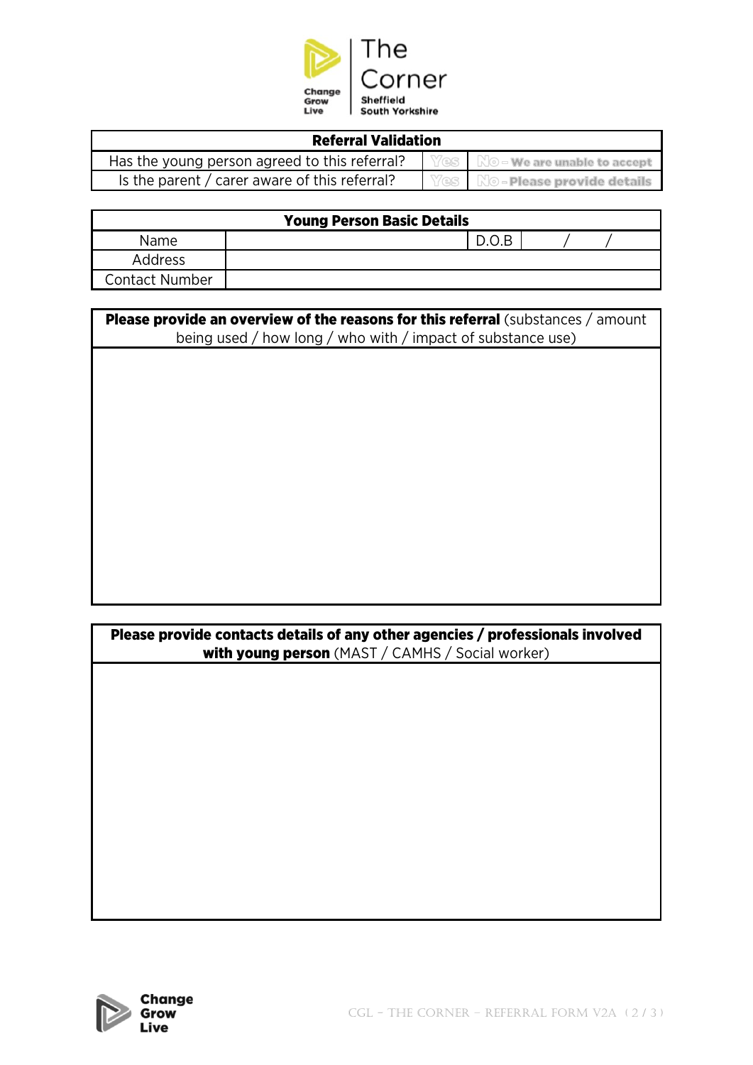| Referral Validation | | |
|---|---|---|
| Has the young person agreed to this referral? | Yes | No – We are unable to accept |
| Is the parent / carer aware of this referral? | Yes | No – Please provide details |

| Young Person Basic Details | | | |
|---|---|---|---|
| Name | | D.O.B | / / |
| Address | | | |
| Contact Number | | | |

| **Please provide an overview of the reasons for this referral** (substances / amount being used / how long / who with / impact of substance use) |
|---|
| |

| **Please provide contacts details of any other agencies / professionals involved with young person** (MAST / CAMHS / Social worker) |
|---|
| |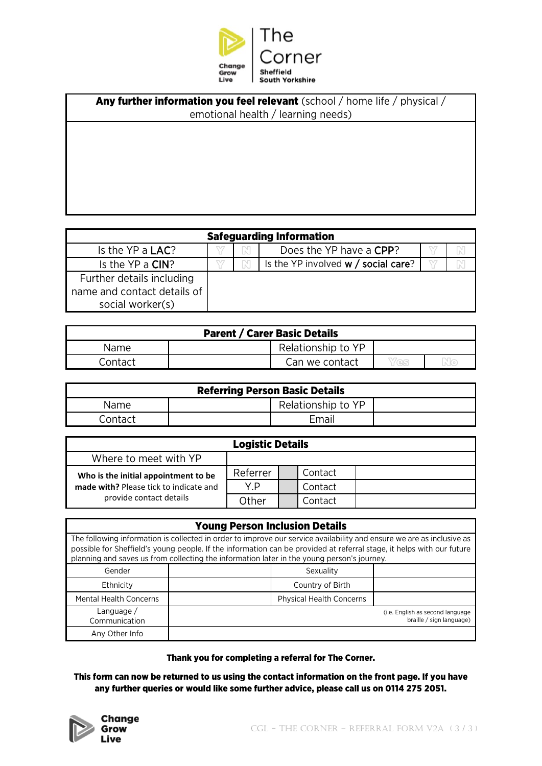The Corner
Sheffield
South Yorkshire

| **Any further information you feel relevant** (school / home life / physical / emotional health / learning needs) |
|---|
| |

| **Safeguarding Information** | | | | | |
|---|---|---|---|---|---|
| Is the YP a **LAC**? | Y | N | Does the YP have a **CPP**? | Y | N |
| Is the YP a **CIN**? | Y | N | Is the YP involved **w / social care**? | Y | N |
| Further details including name and contact details of social worker(s) | | | | | |

| **Parent / Carer Basic Details** | | | | |
|---|---|---|---|---|
| Name | | Relationship to YP | | |
| Contact | | Can we contact | Yes | No |

| **Referring Person Basic Details** | | | |
|---|---|---|---|
| Name | | Relationship to YP | |
| Contact | | Email | |

| **Logistic Details** | | | | |
|---|---|---|---|---|
| Where to meet with YP | | | | |
| **Who is the initial appointment to be made with?** Please tick to indicate and provide contact details | Referrer | | Contact | |
| | Y.P | | Contact | |
| | Other | | Contact | |

| **Young Person Inclusion Details** | | | |
|---|---|---|---|
| The following information is collected in order to improve our service availability and ensure we are as inclusive as possible for Sheffield's young people. If the information can be provided at referral stage, it helps with our future planning and saves us from collecting the information later in the young person's journey. | | | |
| Gender | | Sexuality | |
| Ethnicity | | Country of Birth | |
| Mental Health Concerns | | Physical Health Concerns | |
| Language / Communication | (i.e. English as second language braille / sign language) | | |
| Any Other Info | | | |

**Thank you for completing a referral for The Corner.**

**This form can now be returned to us using the contact information on the front page. If you have any further queries or would like some further advice, please call us on 0114 275 2051.**